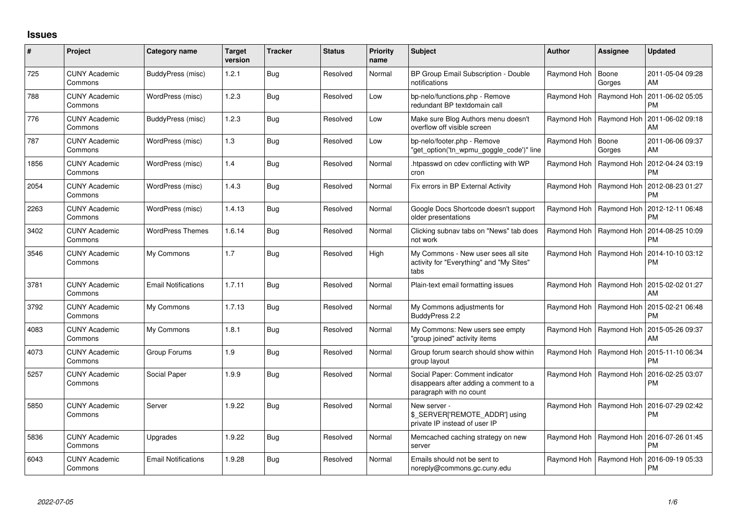# Issues

| # | Project | Category name | Target version | Tracker | Status | Priority name | Subject | Author | Assignee | Updated |
|---|---|---|---|---|---|---|---|---|---|---|
| 725 | CUNY Academic Commons | BuddyPress (misc) | 1.2.1 | Bug | Resolved | Normal | BP Group Email Subscription - Double notifications | Raymond Hoh | Boone Gorges | 2011-05-04 09:28 AM |
| 788 | CUNY Academic Commons | WordPress (misc) | 1.2.3 | Bug | Resolved | Low | bp-nelo/functions.php - Remove redundant BP textdomain call | Raymond Hoh | Raymond Hoh | 2011-06-02 05:05 PM |
| 776 | CUNY Academic Commons | BuddyPress (misc) | 1.2.3 | Bug | Resolved | Low | Make sure Blog Authors menu doesn't overflow off visible screen | Raymond Hoh | Raymond Hoh | 2011-06-02 09:18 AM |
| 787 | CUNY Academic Commons | WordPress (misc) | 1.3 | Bug | Resolved | Low | bp-nelo/footer.php - Remove "get_option('tn_wpmu_goggle_code')" line | Raymond Hoh | Boone Gorges | 2011-06-06 09:37 AM |
| 1856 | CUNY Academic Commons | WordPress (misc) | 1.4 | Bug | Resolved | Normal | .htpasswd on cdev conflicting with WP cron | Raymond Hoh | Raymond Hoh | 2012-04-24 03:19 PM |
| 2054 | CUNY Academic Commons | WordPress (misc) | 1.4.3 | Bug | Resolved | Normal | Fix errors in BP External Activity | Raymond Hoh | Raymond Hoh | 2012-08-23 01:27 PM |
| 2263 | CUNY Academic Commons | WordPress (misc) | 1.4.13 | Bug | Resolved | Normal | Google Docs Shortcode doesn't support older presentations | Raymond Hoh | Raymond Hoh | 2012-12-11 06:48 PM |
| 3402 | CUNY Academic Commons | WordPress Themes | 1.6.14 | Bug | Resolved | Normal | Clicking subnav tabs on "News" tab does not work | Raymond Hoh | Raymond Hoh | 2014-08-25 10:09 PM |
| 3546 | CUNY Academic Commons | My Commons | 1.7 | Bug | Resolved | High | My Commons - New user sees all site activity for "Everything" and "My Sites" tabs | Raymond Hoh | Raymond Hoh | 2014-10-10 03:12 PM |
| 3781 | CUNY Academic Commons | Email Notifications | 1.7.11 | Bug | Resolved | Normal | Plain-text email formatting issues | Raymond Hoh | Raymond Hoh | 2015-02-02 01:27 AM |
| 3792 | CUNY Academic Commons | My Commons | 1.7.13 | Bug | Resolved | Normal | My Commons adjustments for BuddyPress 2.2 | Raymond Hoh | Raymond Hoh | 2015-02-21 06:48 PM |
| 4083 | CUNY Academic Commons | My Commons | 1.8.1 | Bug | Resolved | Normal | My Commons: New users see empty "group joined" activity items | Raymond Hoh | Raymond Hoh | 2015-05-26 09:37 AM |
| 4073 | CUNY Academic Commons | Group Forums | 1.9 | Bug | Resolved | Normal | Group forum search should show within group layout | Raymond Hoh | Raymond Hoh | 2015-11-10 06:34 PM |
| 5257 | CUNY Academic Commons | Social Paper | 1.9.9 | Bug | Resolved | Normal | Social Paper: Comment indicator disappears after adding a comment to a paragraph with no count | Raymond Hoh | Raymond Hoh | 2016-02-25 03:07 PM |
| 5850 | CUNY Academic Commons | Server | 1.9.22 | Bug | Resolved | Normal | New server - $_SERVER['REMOTE_ADDR'] using private IP instead of user IP | Raymond Hoh | Raymond Hoh | 2016-07-29 02:42 PM |
| 5836 | CUNY Academic Commons | Upgrades | 1.9.22 | Bug | Resolved | Normal | Memcached caching strategy on new server | Raymond Hoh | Raymond Hoh | 2016-07-26 01:45 PM |
| 6043 | CUNY Academic Commons | Email Notifications | 1.9.28 | Bug | Resolved | Normal | Emails should not be sent to noreply@commons.gc.cuny.edu | Raymond Hoh | Raymond Hoh | 2016-09-19 05:33 PM |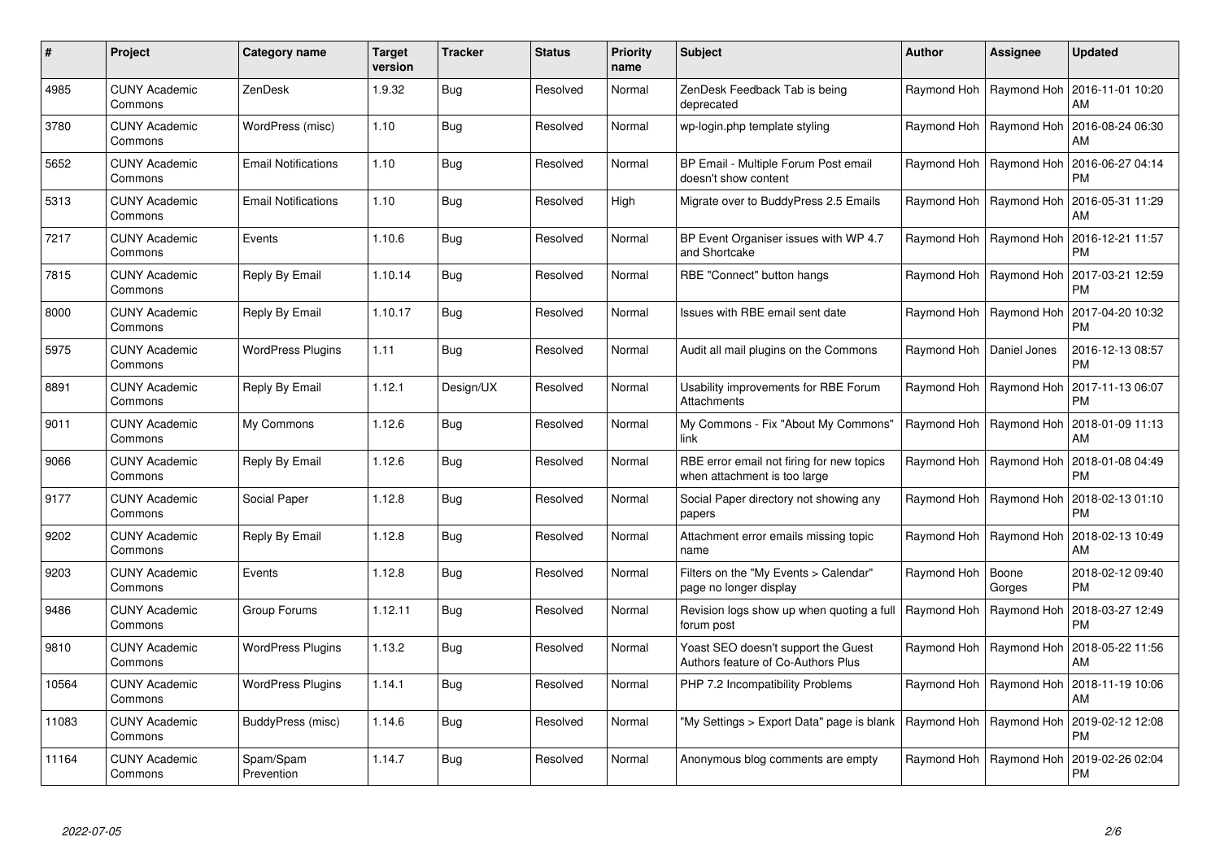| # | Project | Category name | Target version | Tracker | Status | Priority name | Subject | Author | Assignee | Updated |
|---|---|---|---|---|---|---|---|---|---|---|
| 4985 | CUNY Academic Commons | ZenDesk | 1.9.32 | Bug | Resolved | Normal | ZenDesk Feedback Tab is being deprecated | Raymond Hoh | Raymond Hoh | 2016-11-01 10:20 AM |
| 3780 | CUNY Academic Commons | WordPress (misc) | 1.10 | Bug | Resolved | Normal | wp-login.php template styling | Raymond Hoh | Raymond Hoh | 2016-08-24 06:30 AM |
| 5652 | CUNY Academic Commons | Email Notifications | 1.10 | Bug | Resolved | Normal | BP Email - Multiple Forum Post email doesn't show content | Raymond Hoh | Raymond Hoh | 2016-06-27 04:14 PM |
| 5313 | CUNY Academic Commons | Email Notifications | 1.10 | Bug | Resolved | High | Migrate over to BuddyPress 2.5 Emails | Raymond Hoh | Raymond Hoh | 2016-05-31 11:29 AM |
| 7217 | CUNY Academic Commons | Events | 1.10.6 | Bug | Resolved | Normal | BP Event Organiser issues with WP 4.7 and Shortcake | Raymond Hoh | Raymond Hoh | 2016-12-21 11:57 PM |
| 7815 | CUNY Academic Commons | Reply By Email | 1.10.14 | Bug | Resolved | Normal | RBE "Connect" button hangs | Raymond Hoh | Raymond Hoh | 2017-03-21 12:59 PM |
| 8000 | CUNY Academic Commons | Reply By Email | 1.10.17 | Bug | Resolved | Normal | Issues with RBE email sent date | Raymond Hoh | Raymond Hoh | 2017-04-20 10:32 PM |
| 5975 | CUNY Academic Commons | WordPress Plugins | 1.11 | Bug | Resolved | Normal | Audit all mail plugins on the Commons | Raymond Hoh | Daniel Jones | 2016-12-13 08:57 PM |
| 8891 | CUNY Academic Commons | Reply By Email | 1.12.1 | Design/UX | Resolved | Normal | Usability improvements for RBE Forum Attachments | Raymond Hoh | Raymond Hoh | 2017-11-13 06:07 PM |
| 9011 | CUNY Academic Commons | My Commons | 1.12.6 | Bug | Resolved | Normal | My Commons - Fix "About My Commons" link | Raymond Hoh | Raymond Hoh | 2018-01-09 11:13 AM |
| 9066 | CUNY Academic Commons | Reply By Email | 1.12.6 | Bug | Resolved | Normal | RBE error email not firing for new topics when attachment is too large | Raymond Hoh | Raymond Hoh | 2018-01-08 04:49 PM |
| 9177 | CUNY Academic Commons | Social Paper | 1.12.8 | Bug | Resolved | Normal | Social Paper directory not showing any papers | Raymond Hoh | Raymond Hoh | 2018-02-13 01:10 PM |
| 9202 | CUNY Academic Commons | Reply By Email | 1.12.8 | Bug | Resolved | Normal | Attachment error emails missing topic name | Raymond Hoh | Raymond Hoh | 2018-02-13 10:49 AM |
| 9203 | CUNY Academic Commons | Events | 1.12.8 | Bug | Resolved | Normal | Filters on the "My Events > Calendar" page no longer display | Raymond Hoh | Boone Gorges | 2018-02-12 09:40 PM |
| 9486 | CUNY Academic Commons | Group Forums | 1.12.11 | Bug | Resolved | Normal | Revision logs show up when quoting a full forum post | Raymond Hoh | Raymond Hoh | 2018-03-27 12:49 PM |
| 9810 | CUNY Academic Commons | WordPress Plugins | 1.13.2 | Bug | Resolved | Normal | Yoast SEO doesn't support the Guest Authors feature of Co-Authors Plus | Raymond Hoh | Raymond Hoh | 2018-05-22 11:56 AM |
| 10564 | CUNY Academic Commons | WordPress Plugins | 1.14.1 | Bug | Resolved | Normal | PHP 7.2 Incompatibility Problems | Raymond Hoh | Raymond Hoh | 2018-11-19 10:06 AM |
| 11083 | CUNY Academic Commons | BuddyPress (misc) | 1.14.6 | Bug | Resolved | Normal | "My Settings > Export Data" page is blank | Raymond Hoh | Raymond Hoh | 2019-02-12 12:08 PM |
| 11164 | CUNY Academic Commons | Spam/Spam Prevention | 1.14.7 | Bug | Resolved | Normal | Anonymous blog comments are empty | Raymond Hoh | Raymond Hoh | 2019-02-26 02:04 PM |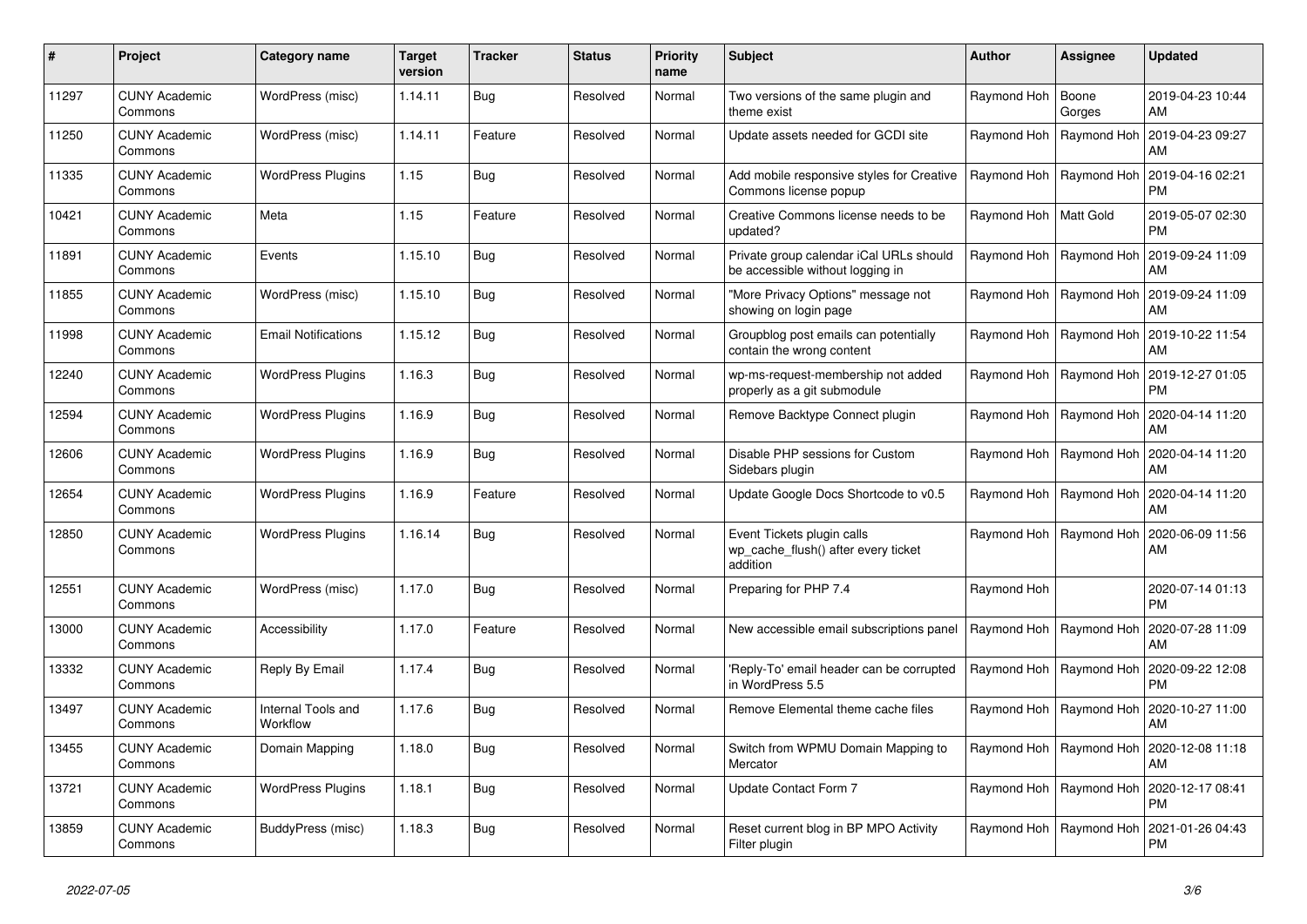| # | Project | Category name | Target version | Tracker | Status | Priority name | Subject | Author | Assignee | Updated |
|---|---|---|---|---|---|---|---|---|---|---|
| 11297 | CUNY Academic Commons | WordPress (misc) | 1.14.11 | Bug | Resolved | Normal | Two versions of the same plugin and theme exist | Raymond Hoh | Boone Gorges | 2019-04-23 10:44 AM |
| 11250 | CUNY Academic Commons | WordPress (misc) | 1.14.11 | Feature | Resolved | Normal | Update assets needed for GCDI site | Raymond Hoh | Raymond Hoh | 2019-04-23 09:27 AM |
| 11335 | CUNY Academic Commons | WordPress Plugins | 1.15 | Bug | Resolved | Normal | Add mobile responsive styles for Creative Commons license popup | Raymond Hoh | Raymond Hoh | 2019-04-16 02:21 PM |
| 10421 | CUNY Academic Commons | Meta | 1.15 | Feature | Resolved | Normal | Creative Commons license needs to be updated? | Raymond Hoh | Matt Gold | 2019-05-07 02:30 PM |
| 11891 | CUNY Academic Commons | Events | 1.15.10 | Bug | Resolved | Normal | Private group calendar iCal URLs should be accessible without logging in | Raymond Hoh | Raymond Hoh | 2019-09-24 11:09 AM |
| 11855 | CUNY Academic Commons | WordPress (misc) | 1.15.10 | Bug | Resolved | Normal | "More Privacy Options" message not showing on login page | Raymond Hoh | Raymond Hoh | 2019-09-24 11:09 AM |
| 11998 | CUNY Academic Commons | Email Notifications | 1.15.12 | Bug | Resolved | Normal | Groupblog post emails can potentially contain the wrong content | Raymond Hoh | Raymond Hoh | 2019-10-22 11:54 AM |
| 12240 | CUNY Academic Commons | WordPress Plugins | 1.16.3 | Bug | Resolved | Normal | wp-ms-request-membership not added properly as a git submodule | Raymond Hoh | Raymond Hoh | 2019-12-27 01:05 PM |
| 12594 | CUNY Academic Commons | WordPress Plugins | 1.16.9 | Bug | Resolved | Normal | Remove Backtype Connect plugin | Raymond Hoh | Raymond Hoh | 2020-04-14 11:20 AM |
| 12606 | CUNY Academic Commons | WordPress Plugins | 1.16.9 | Bug | Resolved | Normal | Disable PHP sessions for Custom Sidebars plugin | Raymond Hoh | Raymond Hoh | 2020-04-14 11:20 AM |
| 12654 | CUNY Academic Commons | WordPress Plugins | 1.16.9 | Feature | Resolved | Normal | Update Google Docs Shortcode to v0.5 | Raymond Hoh | Raymond Hoh | 2020-04-14 11:20 AM |
| 12850 | CUNY Academic Commons | WordPress Plugins | 1.16.14 | Bug | Resolved | Normal | Event Tickets plugin calls wp_cache_flush() after every ticket addition | Raymond Hoh | Raymond Hoh | 2020-06-09 11:56 AM |
| 12551 | CUNY Academic Commons | WordPress (misc) | 1.17.0 | Bug | Resolved | Normal | Preparing for PHP 7.4 | Raymond Hoh | | 2020-07-14 01:13 PM |
| 13000 | CUNY Academic Commons | Accessibility | 1.17.0 | Feature | Resolved | Normal | New accessible email subscriptions panel | Raymond Hoh | Raymond Hoh | 2020-07-28 11:09 AM |
| 13332 | CUNY Academic Commons | Reply By Email | 1.17.4 | Bug | Resolved | Normal | 'Reply-To' email header can be corrupted in WordPress 5.5 | Raymond Hoh | Raymond Hoh | 2020-09-22 12:08 PM |
| 13497 | CUNY Academic Commons | Internal Tools and Workflow | 1.17.6 | Bug | Resolved | Normal | Remove Elemental theme cache files | Raymond Hoh | Raymond Hoh | 2020-10-27 11:00 AM |
| 13455 | CUNY Academic Commons | Domain Mapping | 1.18.0 | Bug | Resolved | Normal | Switch from WPMU Domain Mapping to Mercator | Raymond Hoh | Raymond Hoh | 2020-12-08 11:18 AM |
| 13721 | CUNY Academic Commons | WordPress Plugins | 1.18.1 | Bug | Resolved | Normal | Update Contact Form 7 | Raymond Hoh | Raymond Hoh | 2020-12-17 08:41 PM |
| 13859 | CUNY Academic Commons | BuddyPress (misc) | 1.18.3 | Bug | Resolved | Normal | Reset current blog in BP MPO Activity Filter plugin | Raymond Hoh | Raymond Hoh | 2021-01-26 04:43 PM |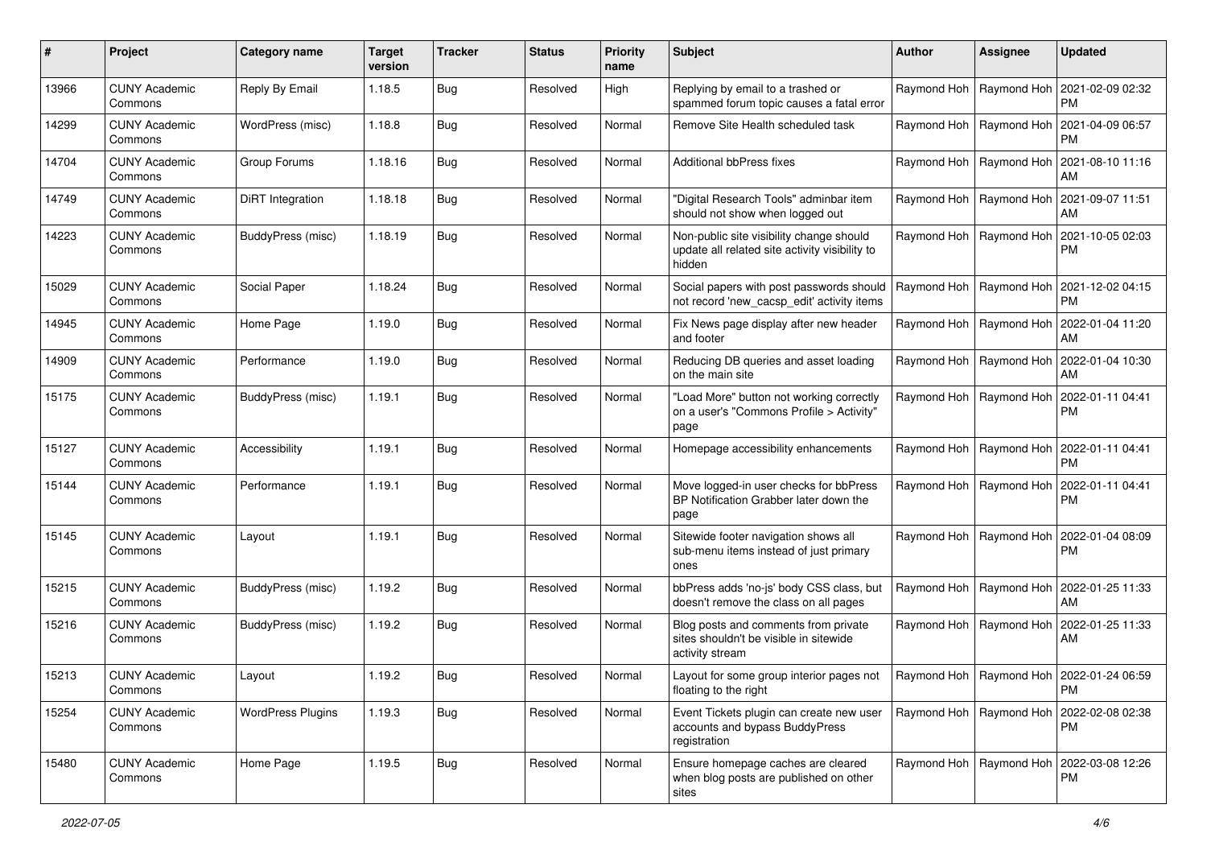| # | Project | Category name | Target version | Tracker | Status | Priority name | Subject | Author | Assignee | Updated |
|---|---|---|---|---|---|---|---|---|---|---|
| 13966 | CUNY Academic Commons | Reply By Email | 1.18.5 | Bug | Resolved | High | Replying by email to a trashed or spammed forum topic causes a fatal error | Raymond Hoh | Raymond Hoh | 2021-02-09 02:32 PM |
| 14299 | CUNY Academic Commons | WordPress (misc) | 1.18.8 | Bug | Resolved | Normal | Remove Site Health scheduled task | Raymond Hoh | Raymond Hoh | 2021-04-09 06:57 PM |
| 14704 | CUNY Academic Commons | Group Forums | 1.18.16 | Bug | Resolved | Normal | Additional bbPress fixes | Raymond Hoh | Raymond Hoh | 2021-08-10 11:16 AM |
| 14749 | CUNY Academic Commons | DiRT Integration | 1.18.18 | Bug | Resolved | Normal | "Digital Research Tools" adminbar item should not show when logged out | Raymond Hoh | Raymond Hoh | 2021-09-07 11:51 AM |
| 14223 | CUNY Academic Commons | BuddyPress (misc) | 1.18.19 | Bug | Resolved | Normal | Non-public site visibility change should update all related site activity visibility to hidden | Raymond Hoh | Raymond Hoh | 2021-10-05 02:03 PM |
| 15029 | CUNY Academic Commons | Social Paper | 1.18.24 | Bug | Resolved | Normal | Social papers with post passwords should not record 'new_cacsp_edit' activity items | Raymond Hoh | Raymond Hoh | 2021-12-02 04:15 PM |
| 14945 | CUNY Academic Commons | Home Page | 1.19.0 | Bug | Resolved | Normal | Fix News page display after new header and footer | Raymond Hoh | Raymond Hoh | 2022-01-04 11:20 AM |
| 14909 | CUNY Academic Commons | Performance | 1.19.0 | Bug | Resolved | Normal | Reducing DB queries and asset loading on the main site | Raymond Hoh | Raymond Hoh | 2022-01-04 10:30 AM |
| 15175 | CUNY Academic Commons | BuddyPress (misc) | 1.19.1 | Bug | Resolved | Normal | "Load More" button not working correctly on a user's "Commons Profile > Activity" page | Raymond Hoh | Raymond Hoh | 2022-01-11 04:41 PM |
| 15127 | CUNY Academic Commons | Accessibility | 1.19.1 | Bug | Resolved | Normal | Homepage accessibility enhancements | Raymond Hoh | Raymond Hoh | 2022-01-11 04:41 PM |
| 15144 | CUNY Academic Commons | Performance | 1.19.1 | Bug | Resolved | Normal | Move logged-in user checks for bbPress BP Notification Grabber later down the page | Raymond Hoh | Raymond Hoh | 2022-01-11 04:41 PM |
| 15145 | CUNY Academic Commons | Layout | 1.19.1 | Bug | Resolved | Normal | Sitewide footer navigation shows all sub-menu items instead of just primary ones | Raymond Hoh | Raymond Hoh | 2022-01-04 08:09 PM |
| 15215 | CUNY Academic Commons | BuddyPress (misc) | 1.19.2 | Bug | Resolved | Normal | bbPress adds 'no-js' body CSS class, but doesn't remove the class on all pages | Raymond Hoh | Raymond Hoh | 2022-01-25 11:33 AM |
| 15216 | CUNY Academic Commons | BuddyPress (misc) | 1.19.2 | Bug | Resolved | Normal | Blog posts and comments from private sites shouldn't be visible in sitewide activity stream | Raymond Hoh | Raymond Hoh | 2022-01-25 11:33 AM |
| 15213 | CUNY Academic Commons | Layout | 1.19.2 | Bug | Resolved | Normal | Layout for some group interior pages not floating to the right | Raymond Hoh | Raymond Hoh | 2022-01-24 06:59 PM |
| 15254 | CUNY Academic Commons | WordPress Plugins | 1.19.3 | Bug | Resolved | Normal | Event Tickets plugin can create new user accounts and bypass BuddyPress registration | Raymond Hoh | Raymond Hoh | 2022-02-08 02:38 PM |
| 15480 | CUNY Academic Commons | Home Page | 1.19.5 | Bug | Resolved | Normal | Ensure homepage caches are cleared when blog posts are published on other sites | Raymond Hoh | Raymond Hoh | 2022-03-08 12:26 PM |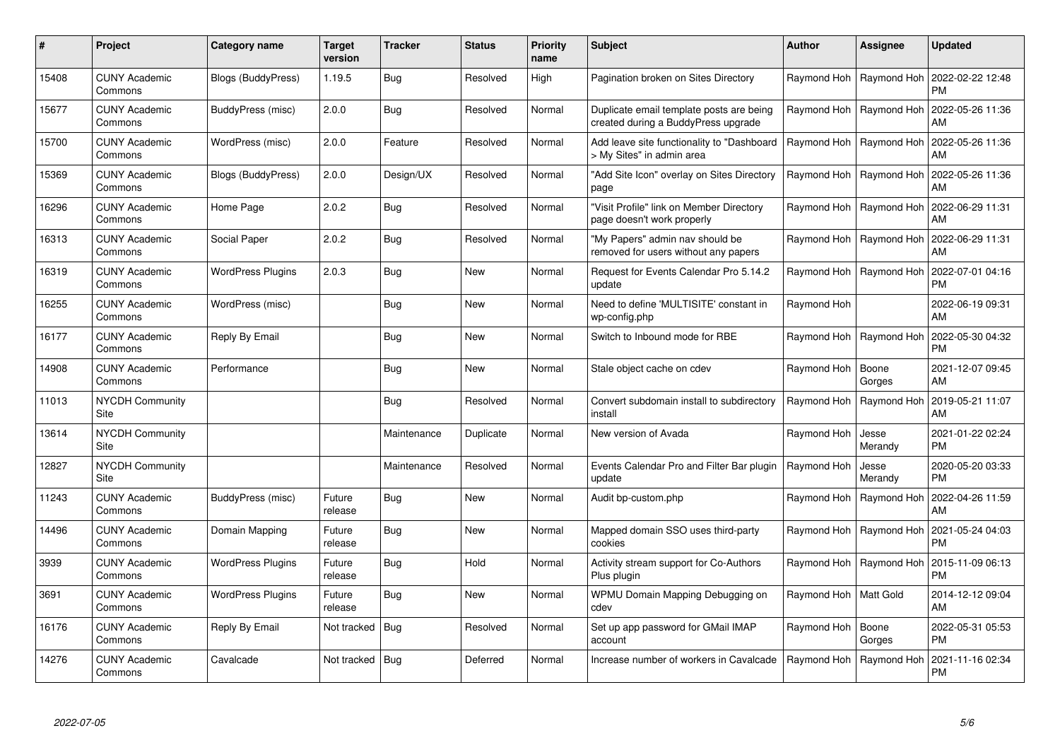| # | Project | Category name | Target version | Tracker | Status | Priority name | Subject | Author | Assignee | Updated |
|---|---|---|---|---|---|---|---|---|---|---|
| 15408 | CUNY Academic Commons | Blogs (BuddyPress) | 1.19.5 | Bug | Resolved | High | Pagination broken on Sites Directory | Raymond Hoh | Raymond Hoh | 2022-02-22 12:48 PM |
| 15677 | CUNY Academic Commons | BuddyPress (misc) | 2.0.0 | Bug | Resolved | Normal | Duplicate email template posts are being created during a BuddyPress upgrade | Raymond Hoh | Raymond Hoh | 2022-05-26 11:36 AM |
| 15700 | CUNY Academic Commons | WordPress (misc) | 2.0.0 | Feature | Resolved | Normal | Add leave site functionality to "Dashboard > My Sites" in admin area | Raymond Hoh | Raymond Hoh | 2022-05-26 11:36 AM |
| 15369 | CUNY Academic Commons | Blogs (BuddyPress) | 2.0.0 | Design/UX | Resolved | Normal | "Add Site Icon" overlay on Sites Directory page | Raymond Hoh | Raymond Hoh | 2022-05-26 11:36 AM |
| 16296 | CUNY Academic Commons | Home Page | 2.0.2 | Bug | Resolved | Normal | "Visit Profile" link on Member Directory page doesn't work properly | Raymond Hoh | Raymond Hoh | 2022-06-29 11:31 AM |
| 16313 | CUNY Academic Commons | Social Paper | 2.0.2 | Bug | Resolved | Normal | "My Papers" admin nav should be removed for users without any papers | Raymond Hoh | Raymond Hoh | 2022-06-29 11:31 AM |
| 16319 | CUNY Academic Commons | WordPress Plugins | 2.0.3 | Bug | New | Normal | Request for Events Calendar Pro 5.14.2 update | Raymond Hoh | Raymond Hoh | 2022-07-01 04:16 PM |
| 16255 | CUNY Academic Commons | WordPress (misc) | | Bug | New | Normal | Need to define 'MULTISITE' constant in wp-config.php | Raymond Hoh | | 2022-06-19 09:31 AM |
| 16177 | CUNY Academic Commons | Reply By Email | | Bug | New | Normal | Switch to Inbound mode for RBE | Raymond Hoh | Raymond Hoh | 2022-05-30 04:32 PM |
| 14908 | CUNY Academic Commons | Performance | | Bug | New | Normal | Stale object cache on cdev | Raymond Hoh | Boone Gorges | 2021-12-07 09:45 AM |
| 11013 | NYCDH Community Site | | | Bug | Resolved | Normal | Convert subdomain install to subdirectory install | Raymond Hoh | Raymond Hoh | 2019-05-21 11:07 AM |
| 13614 | NYCDH Community Site | | | Maintenance | Duplicate | Normal | New version of Avada | Raymond Hoh | Jesse Merandy | 2021-01-22 02:24 PM |
| 12827 | NYCDH Community Site | | | Maintenance | Resolved | Normal | Events Calendar Pro and Filter Bar plugin update | Raymond Hoh | Jesse Merandy | 2020-05-20 03:33 PM |
| 11243 | CUNY Academic Commons | BuddyPress (misc) | Future release | Bug | New | Normal | Audit bp-custom.php | Raymond Hoh | Raymond Hoh | 2022-04-26 11:59 AM |
| 14496 | CUNY Academic Commons | Domain Mapping | Future release | Bug | New | Normal | Mapped domain SSO uses third-party cookies | Raymond Hoh | Raymond Hoh | 2021-05-24 04:03 PM |
| 3939 | CUNY Academic Commons | WordPress Plugins | Future release | Bug | Hold | Normal | Activity stream support for Co-Authors Plus plugin | Raymond Hoh | Raymond Hoh | 2015-11-09 06:13 PM |
| 3691 | CUNY Academic Commons | WordPress Plugins | Future release | Bug | New | Normal | WPMU Domain Mapping Debugging on cdev | Raymond Hoh | Matt Gold | 2014-12-12 09:04 AM |
| 16176 | CUNY Academic Commons | Reply By Email | Not tracked | Bug | Resolved | Normal | Set up app password for GMail IMAP account | Raymond Hoh | Boone Gorges | 2022-05-31 05:53 PM |
| 14276 | CUNY Academic Commons | Cavalcade | Not tracked | Bug | Deferred | Normal | Increase number of workers in Cavalcade | Raymond Hoh | Raymond Hoh | 2021-11-16 02:34 PM |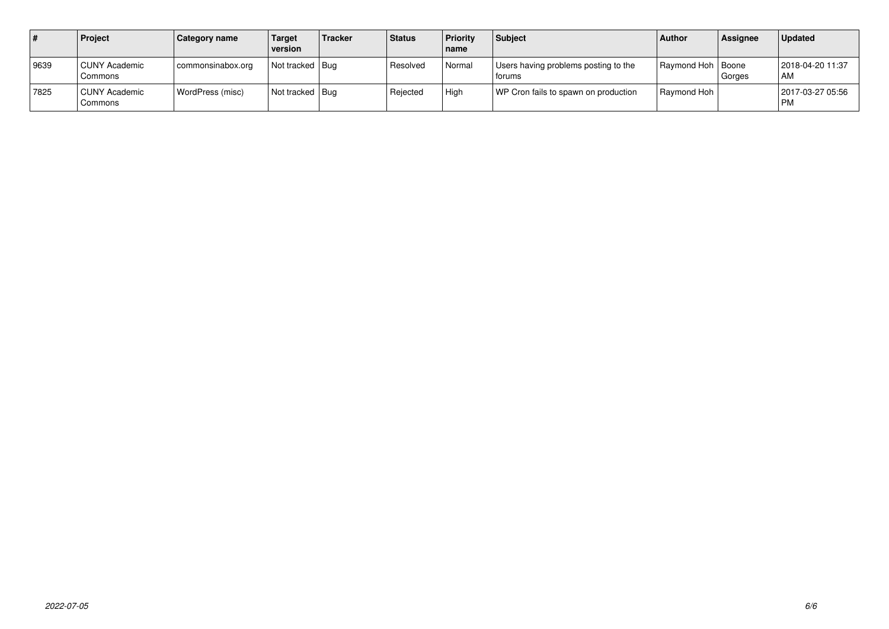| # | Project | Category name | Target version | Tracker | Status | Priority name | Subject | Author | Assignee | Updated |
|---|---|---|---|---|---|---|---|---|---|---|
| 9639 | CUNY Academic Commons | commonsinabox.org | Not tracked | Bug | Resolved | Normal | Users having problems posting to the forums | Raymond Hoh | Boone Gorges | 2018-04-20 11:37 AM |
| 7825 | CUNY Academic Commons | WordPress (misc) | Not tracked | Bug | Rejected | High | WP Cron fails to spawn on production | Raymond Hoh | | 2017-03-27 05:56 PM |